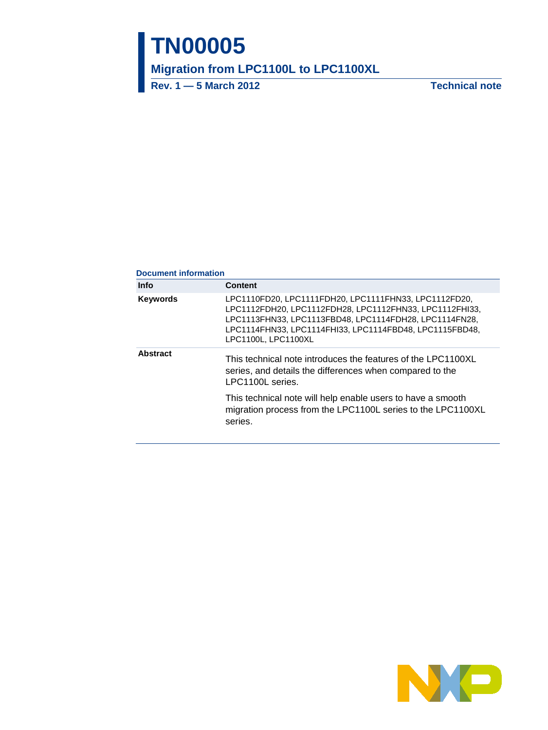# TN00005

## Migration from LPC1100L to LPC1100XL

**Rev. 1 — 5 March 2012** **Technical note**

**Document information**

| Info | Content |
|---|---|
| **Keywords** | LPC1110FD20, LPC1111FDH20, LPC1111FHN33, LPC1112FD20, LPC1112FDH20, LPC1112FDH28, LPC1112FHN33, LPC1112FHI33, LPC1113FHN33, LPC1113FBD48, LPC1114FDH28, LPC1114FN28, LPC1114FHN33, LPC1114FHI33, LPC1114FBD48, LPC1115FBD48, LPC1100L, LPC1100XL |
| **Abstract** | This technical note introduces the features of the LPC1100XL series, and details the differences when compared to the LPC1100L series. This technical note will help enable users to have a smooth migration process from the LPC1100L series to the LPC1100XL series. |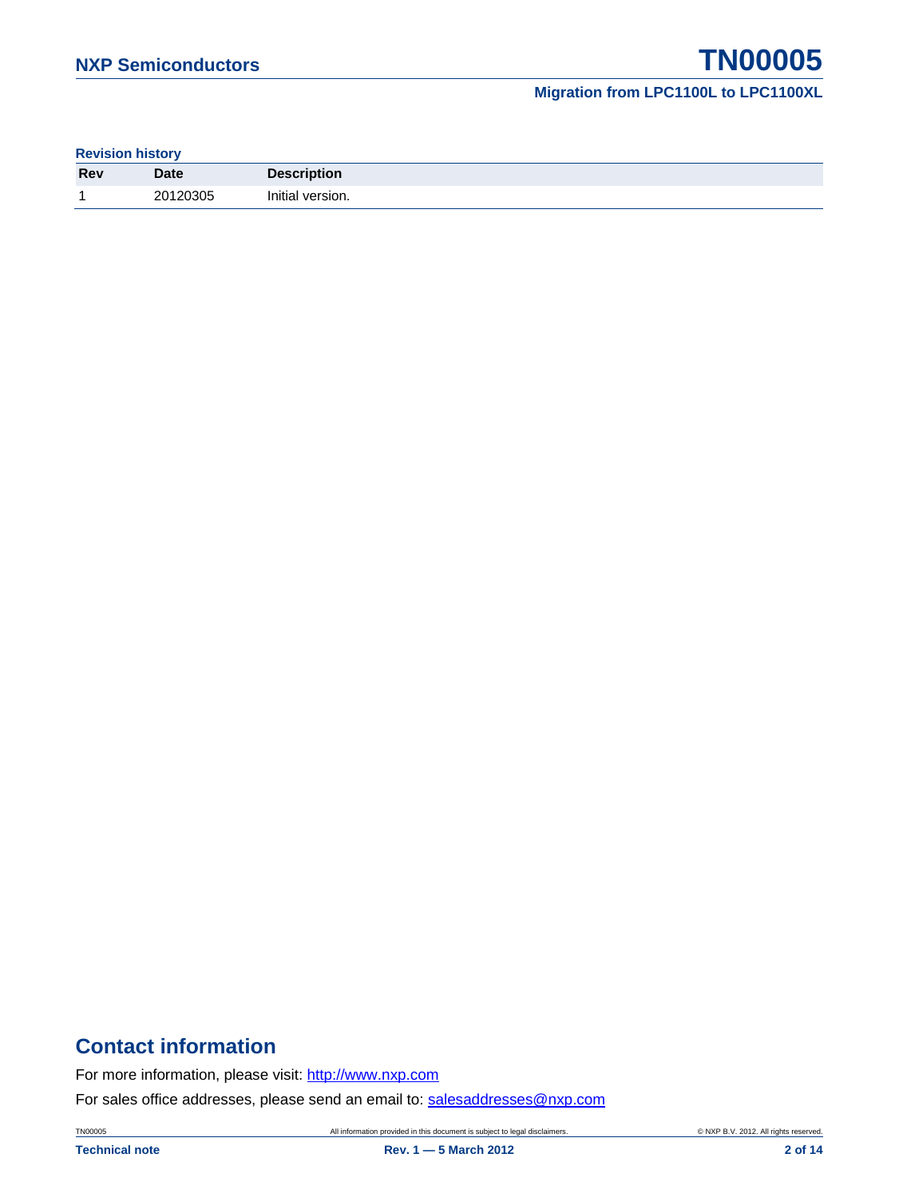**Revision history**

| Rev | Date | Description |
|---|---|---|
| 1 | 20120305 | Initial version. |

## Contact information

For more information, please visit: http://www.nxp.com

For sales office addresses, please send an email to: salesaddresses@nxp.com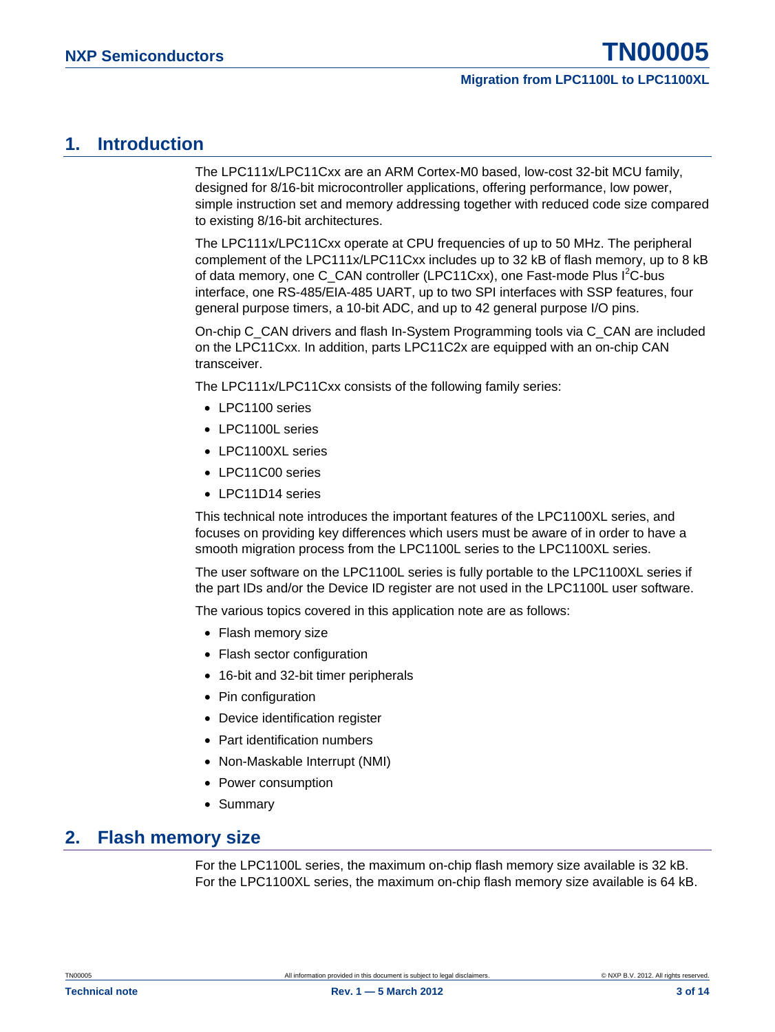# 1. Introduction

The LPC111x/LPC11Cxx are an ARM Cortex-M0 based, low-cost 32-bit MCU family, designed for 8/16-bit microcontroller applications, offering performance, low power, simple instruction set and memory addressing together with reduced code size compared to existing 8/16-bit architectures.

The LPC111x/LPC11Cxx operate at CPU frequencies of up to 50 MHz. The peripheral complement of the LPC111x/LPC11Cxx includes up to 32 kB of flash memory, up to 8 kB of data memory, one C_CAN controller (LPC11Cxx), one Fast-mode Plus $I^2C$-bus interface, one RS-485/EIA-485 UART, up to two SPI interfaces with SSP features, four general purpose timers, a 10-bit ADC, and up to 42 general purpose I/O pins.

On-chip C_CAN drivers and flash In-System Programming tools via C_CAN are included on the LPC11Cxx. In addition, parts LPC11C2x are equipped with an on-chip CAN transceiver.

The LPC111x/LPC11Cxx consists of the following family series:

- LPC1100 series
- LPC1100L series
- LPC1100XL series
- LPC11C00 series
- LPC11D14 series

This technical note introduces the important features of the LPC1100XL series, and focuses on providing key differences which users must be aware of in order to have a smooth migration process from the LPC1100L series to the LPC1100XL series.

The user software on the LPC1100L series is fully portable to the LPC1100XL series if the part IDs and/or the Device ID register are not used in the LPC1100L user software.

The various topics covered in this application note are as follows:

- Flash memory size
- Flash sector configuration
- 16-bit and 32-bit timer peripherals
- Pin configuration
- Device identification register
- Part identification numbers
- Non-Maskable Interrupt (NMI)
- Power consumption
- Summary

# 2. Flash memory size

For the LPC1100L series, the maximum on-chip flash memory size available is 32 kB. For the LPC1100XL series, the maximum on-chip flash memory size available is 64 kB.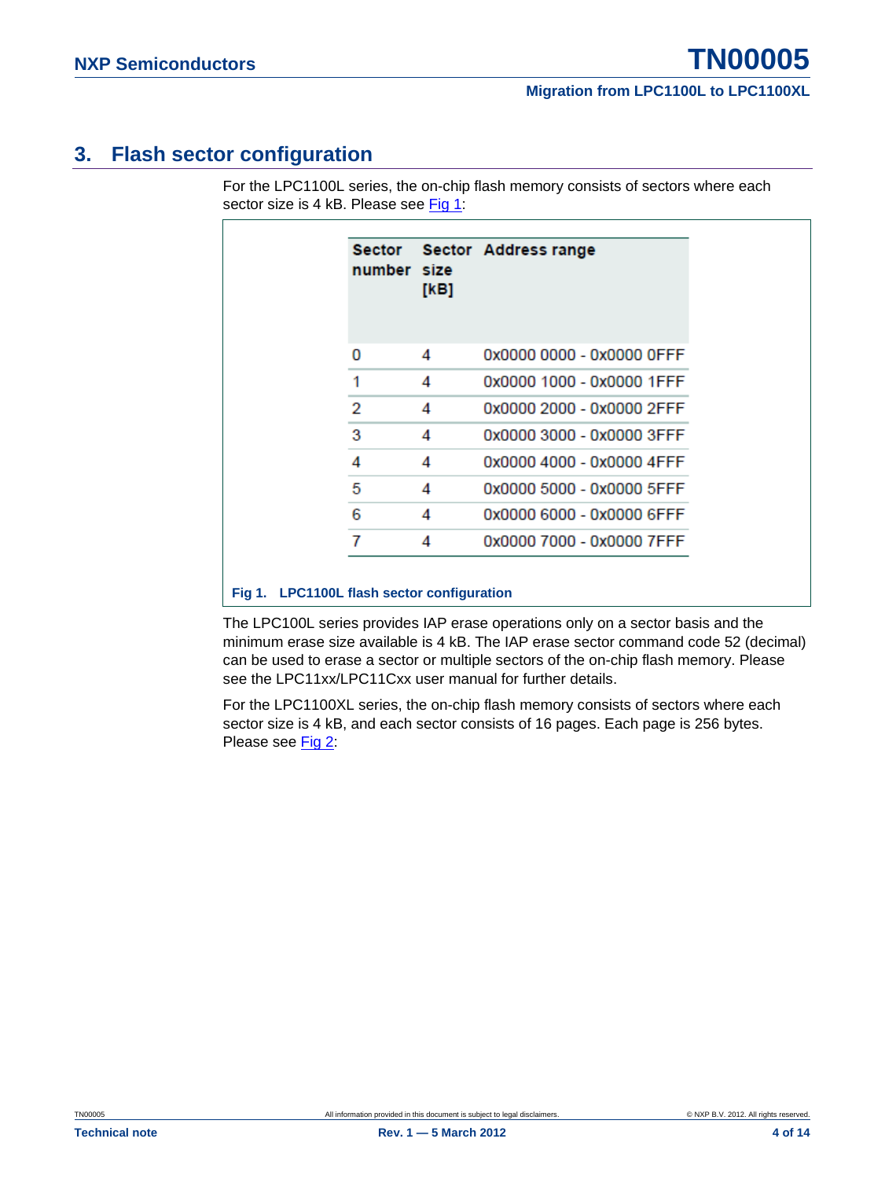## 3. Flash sector configuration

For the LPC1100L series, the on-chip flash memory consists of sectors where each sector size is 4 kB. Please see Fig 1:

| Sector number | Sector size [kB] | Address range |
|---|---|---|
| 0 | 4 | 0x0000 0000 - 0x0000 0FFF |
| 1 | 4 | 0x0000 1000 - 0x0000 1FFF |
| 2 | 4 | 0x0000 2000 - 0x0000 2FFF |
| 3 | 4 | 0x0000 3000 - 0x0000 3FFF |
| 4 | 4 | 0x0000 4000 - 0x0000 4FFF |
| 5 | 4 | 0x0000 5000 - 0x0000 5FFF |
| 6 | 4 | 0x0000 6000 - 0x0000 6FFF |
| 7 | 4 | 0x0000 7000 - 0x0000 7FFF |

**Fig 1. LPC1100L flash sector configuration**

The LPC100L series provides IAP erase operations only on a sector basis and the minimum erase size available is 4 kB. The IAP erase sector command code 52 (decimal) can be used to erase a sector or multiple sectors of the on-chip flash memory. Please see the LPC11xx/LPC11Cxx user manual for further details.

For the LPC1100XL series, the on-chip flash memory consists of sectors where each sector size is 4 kB, and each sector consists of 16 pages. Each page is 256 bytes. Please see Fig 2: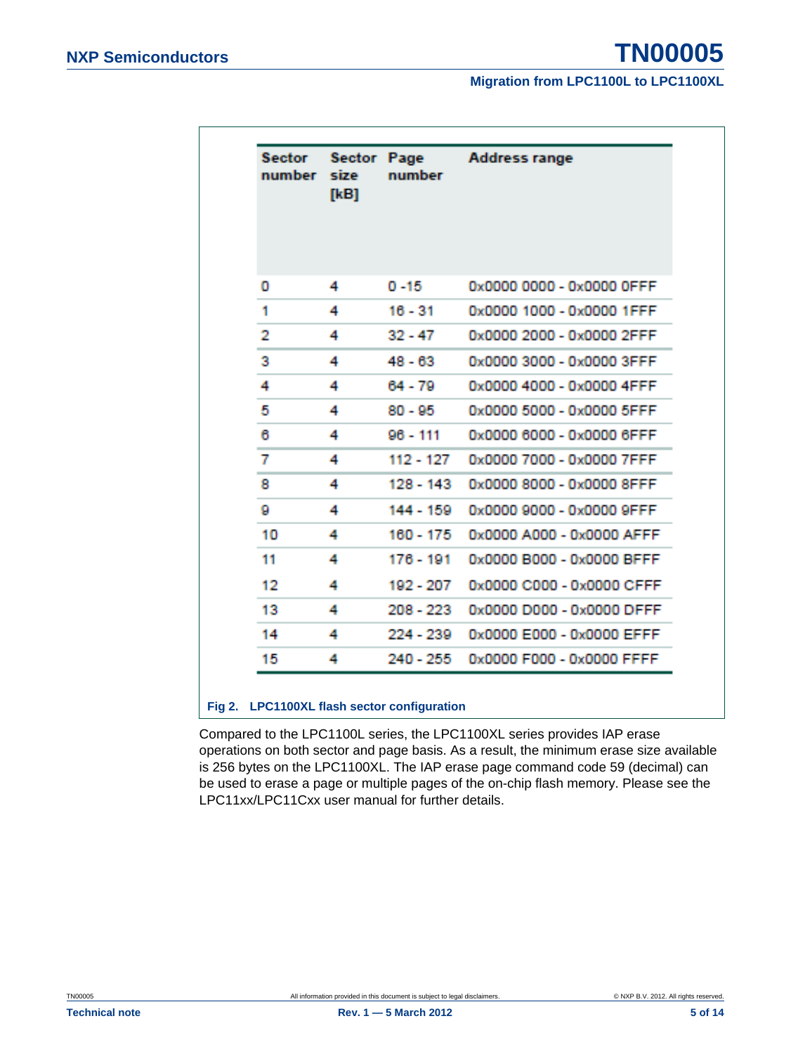| Sector number | Sector size [kB] | Page number | Address range |
| --- | --- | --- | --- |
| 0 | 4 | 0 -15 | 0x0000 0000 - 0x0000 0FFF |
| 1 | 4 | 16 - 31 | 0x0000 1000 - 0x0000 1FFF |
| 2 | 4 | 32 - 47 | 0x0000 2000 - 0x0000 2FFF |
| 3 | 4 | 48 - 63 | 0x0000 3000 - 0x0000 3FFF |
| 4 | 4 | 64 - 79 | 0x0000 4000 - 0x0000 4FFF |
| 5 | 4 | 80 - 95 | 0x0000 5000 - 0x0000 5FFF |
| 6 | 4 | 96 - 111 | 0x0000 6000 - 0x0000 6FFF |
| 7 | 4 | 112 - 127 | 0x0000 7000 - 0x0000 7FFF |
| 8 | 4 | 128 - 143 | 0x0000 8000 - 0x0000 8FFF |
| 9 | 4 | 144 - 159 | 0x0000 9000 - 0x0000 9FFF |
| 10 | 4 | 160 - 175 | 0x0000 A000 - 0x0000 AFFF |
| 11 | 4 | 176 - 191 | 0x0000 B000 - 0x0000 BFFF |
| 12 | 4 | 192 - 207 | 0x0000 C000 - 0x0000 CFFF |
| 13 | 4 | 208 - 223 | 0x0000 D000 - 0x0000 DFFF |
| 14 | 4 | 224 - 239 | 0x0000 E000 - 0x0000 EFFF |
| 15 | 4 | 240 - 255 | 0x0000 F000 - 0x0000 FFFF |

**Fig 2. LPC1100XL flash sector configuration**

Compared to the LPC1100L series, the LPC1100XL series provides IAP erase operations on both sector and page basis. As a result, the minimum erase size available is 256 bytes on the LPC1100XL. The IAP erase page command code 59 (decimal) can be used to erase a page or multiple pages of the on-chip flash memory. Please see the LPC11xx/LPC11Cxx user manual for further details.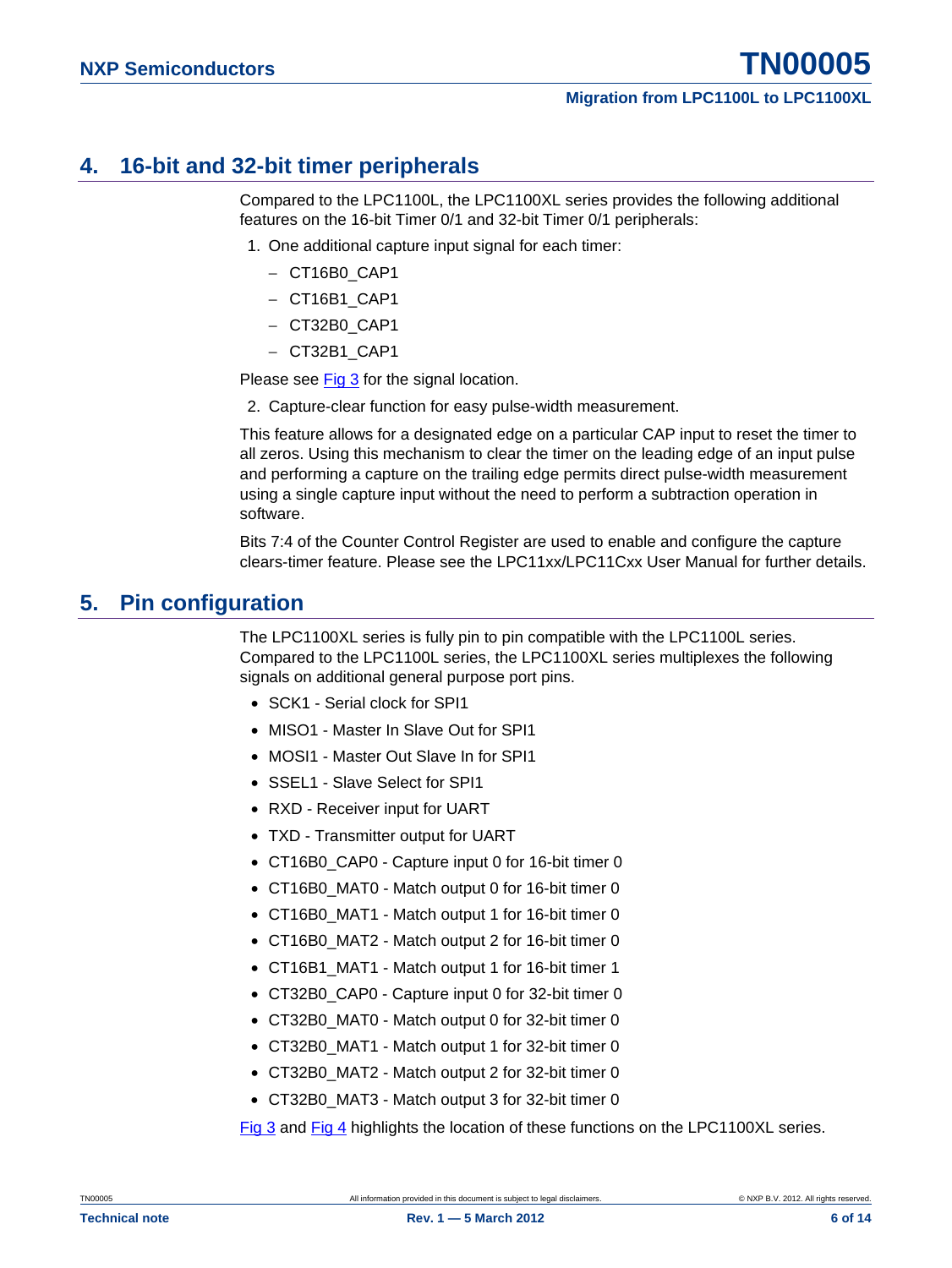## 4. 16-bit and 32-bit timer peripherals

Compared to the LPC1100L, the LPC1100XL series provides the following additional features on the 16-bit Timer 0/1 and 32-bit Timer 0/1 peripherals:

1. One additional capture input signal for each timer:
   - CT16B0_CAP1
   - CT16B1_CAP1
   - CT32B0_CAP1
   - CT32B1_CAP1

Please see Fig 3 for the signal location.

2. Capture-clear function for easy pulse-width measurement.

This feature allows for a designated edge on a particular CAP input to reset the timer to all zeros. Using this mechanism to clear the timer on the leading edge of an input pulse and performing a capture on the trailing edge permits direct pulse-width measurement using a single capture input without the need to perform a subtraction operation in software.

Bits 7:4 of the Counter Control Register are used to enable and configure the capture clears-timer feature. Please see the LPC11xx/LPC11Cxx User Manual for further details.

## 5. Pin configuration

The LPC1100XL series is fully pin to pin compatible with the LPC1100L series. Compared to the LPC1100L series, the LPC1100XL series multiplexes the following signals on additional general purpose port pins.

- SCK1 - Serial clock for SPI1
- MISO1 - Master In Slave Out for SPI1
- MOSI1 - Master Out Slave In for SPI1
- SSEL1 - Slave Select for SPI1
- RXD - Receiver input for UART
- TXD - Transmitter output for UART
- CT16B0_CAP0 - Capture input 0 for 16-bit timer 0
- CT16B0_MAT0 - Match output 0 for 16-bit timer 0
- CT16B0_MAT1 - Match output 1 for 16-bit timer 0
- CT16B0_MAT2 - Match output 2 for 16-bit timer 0
- CT16B1_MAT1 - Match output 1 for 16-bit timer 1
- CT32B0_CAP0 - Capture input 0 for 32-bit timer 0
- CT32B0_MAT0 - Match output 0 for 32-bit timer 0
- CT32B0_MAT1 - Match output 1 for 32-bit timer 0
- CT32B0_MAT2 - Match output 2 for 32-bit timer 0
- CT32B0_MAT3 - Match output 3 for 32-bit timer 0

Fig 3 and Fig 4 highlights the location of these functions on the LPC1100XL series.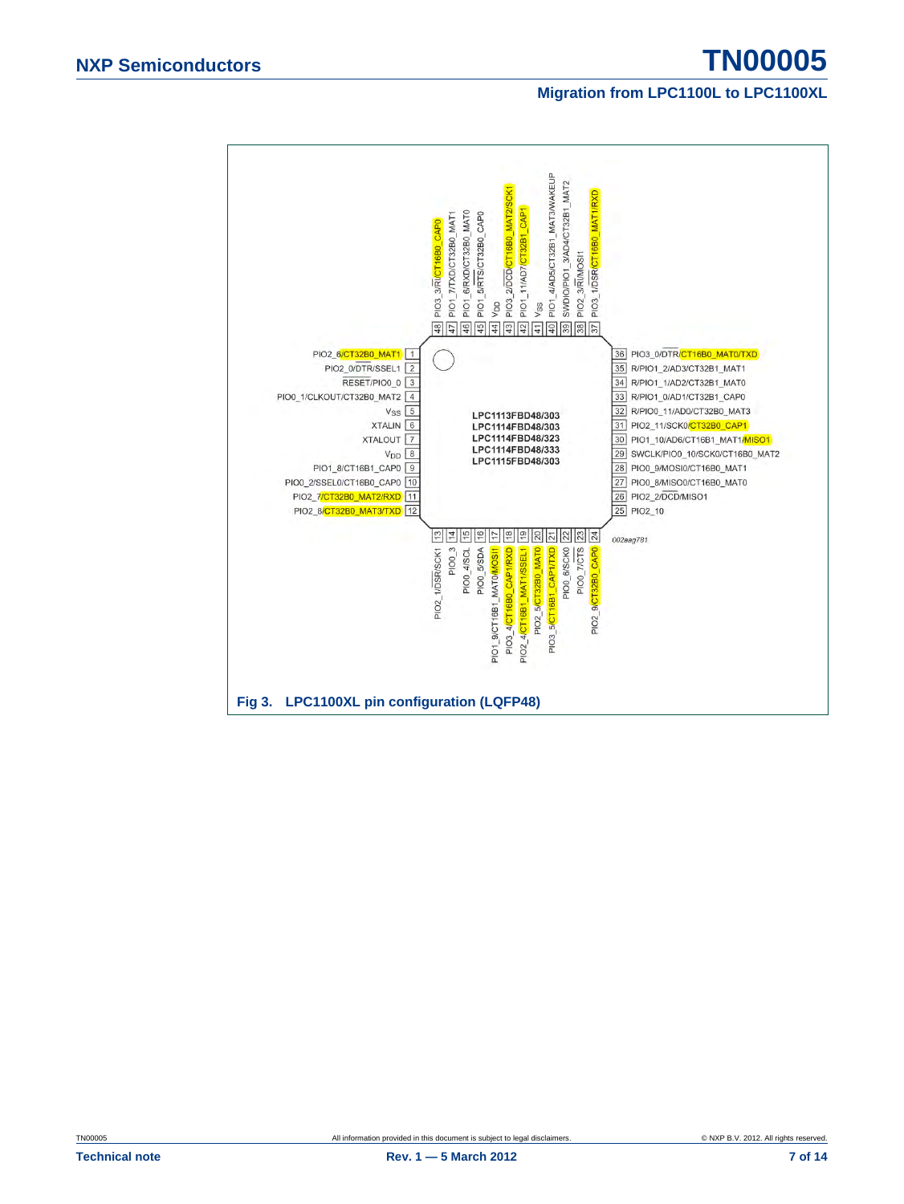Fig 3. LPC1100XL pin configuration (LQFP48)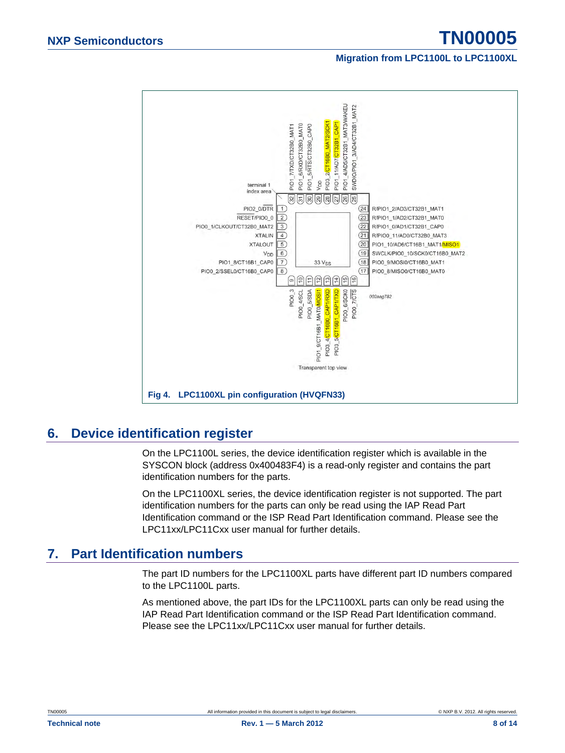Fig 4. LPC1100XL pin configuration (HVQFN33)

## 6. Device identification register

On the LPC1100L series, the device identification register which is available in the SYSCON block (address 0x400483F4) is a read-only register and contains the part identification numbers for the parts.

On the LPC1100XL series, the device identification register is not supported. The part identification numbers for the parts can only be read using the IAP Read Part Identification command or the ISP Read Part Identification command. Please see the LPC11xx/LPC11Cxx user manual for further details.

## 7. Part Identification numbers

The part ID numbers for the LPC1100XL parts have different part ID numbers compared to the LPC1100L parts.

As mentioned above, the part IDs for the LPC1100XL parts can only be read using the IAP Read Part Identification command or the ISP Read Part Identification command. Please see the LPC11xx/LPC11Cxx user manual for further details.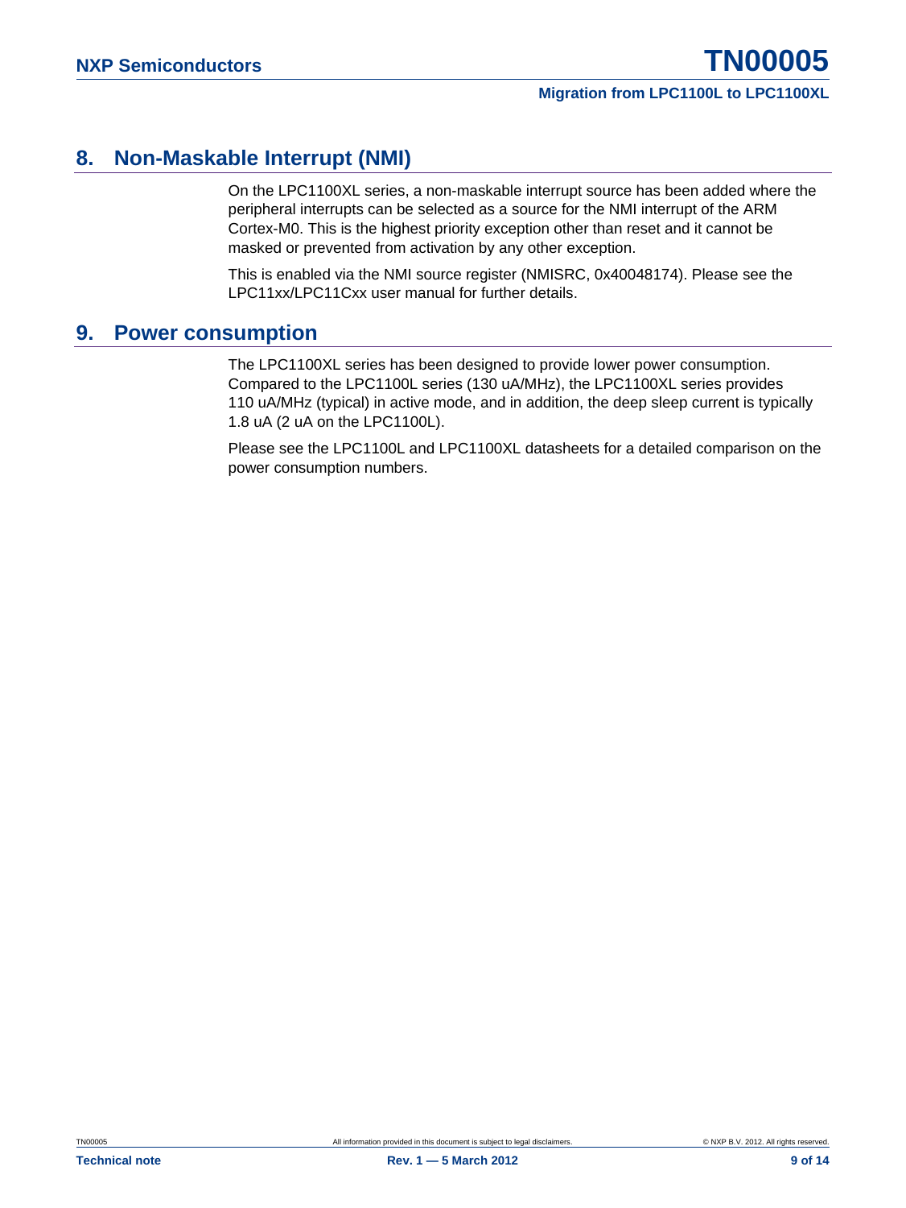## 8. Non-Maskable Interrupt (NMI)

On the LPC1100XL series, a non-maskable interrupt source has been added where the peripheral interrupts can be selected as a source for the NMI interrupt of the ARM Cortex-M0. This is the highest priority exception other than reset and it cannot be masked or prevented from activation by any other exception.

This is enabled via the NMI source register (NMISRC, 0x40048174). Please see the LPC11xx/LPC11Cxx user manual for further details.

## 9. Power consumption

The LPC1100XL series has been designed to provide lower power consumption. Compared to the LPC1100L series (130 uA/MHz), the LPC1100XL series provides 110 uA/MHz (typical) in active mode, and in addition, the deep sleep current is typically 1.8 uA (2 uA on the LPC1100L).

Please see the LPC1100L and LPC1100XL datasheets for a detailed comparison on the power consumption numbers.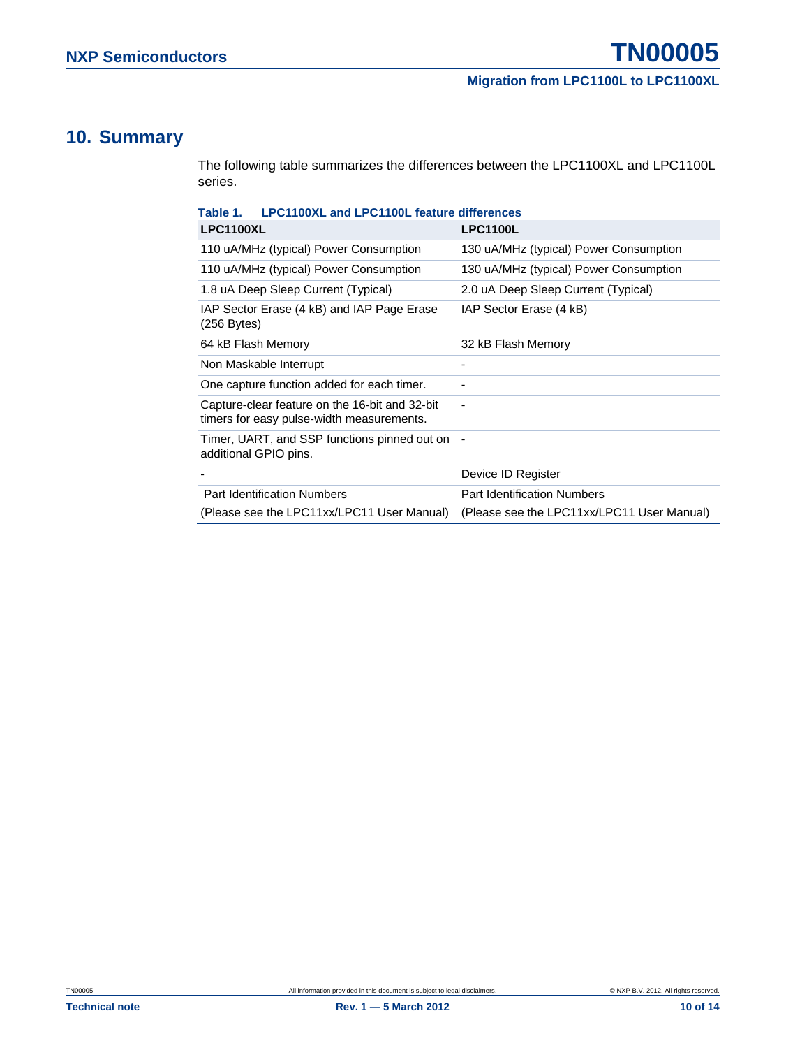## 10. Summary

The following table summarizes the differences between the LPC1100XL and LPC1100L series.

**Table 1. LPC1100XL and LPC1100L feature differences**

| LPC1100XL | LPC1100L |
|---|---|
| 110 uA/MHz (typical) Power Consumption | 130 uA/MHz (typical) Power Consumption |
| 110 uA/MHz (typical) Power Consumption | 130 uA/MHz (typical) Power Consumption |
| 1.8 uA Deep Sleep Current (Typical) | 2.0 uA Deep Sleep Current (Typical) |
| IAP Sector Erase (4 kB) and IAP Page Erase (256 Bytes) | IAP Sector Erase (4 kB) |
| 64 kB Flash Memory | 32 kB Flash Memory |
| Non Maskable Interrupt | - |
| One capture function added for each timer. | - |
| Capture-clear feature on the 16-bit and 32-bit timers for easy pulse-width measurements. | - |
| Timer, UART, and SSP functions pinned out on additional GPIO pins. | - |
| - | Device ID Register |
| Part Identification Numbers (Please see the LPC11xx/LPC11 User Manual) | Part Identification Numbers (Please see the LPC11xx/LPC11 User Manual) |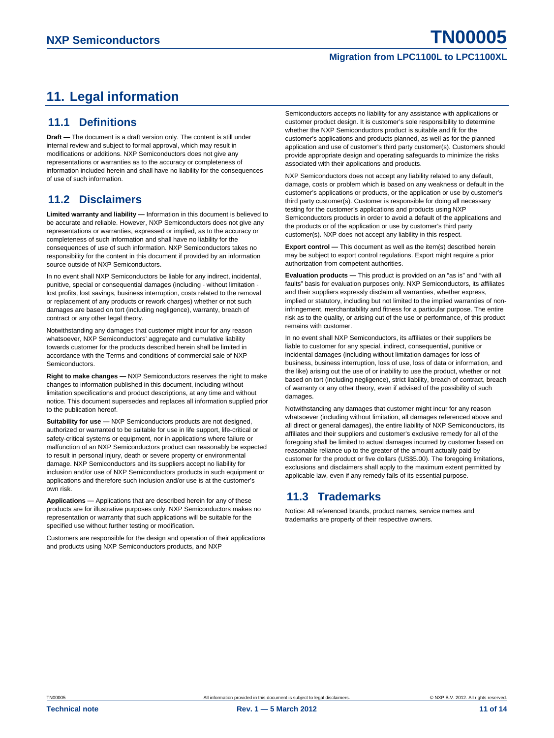# 11. Legal information

## 11.1 Definitions

**Draft —** The document is a draft version only. The content is still under internal review and subject to formal approval, which may result in modifications or additions. NXP Semiconductors does not give any representations or warranties as to the accuracy or completeness of information included herein and shall have no liability for the consequences of use of such information.

## 11.2 Disclaimers

**Limited warranty and liability —** Information in this document is believed to be accurate and reliable. However, NXP Semiconductors does not give any representations or warranties, expressed or implied, as to the accuracy or completeness of such information and shall have no liability for the consequences of use of such information. NXP Semiconductors takes no responsibility for the content in this document if provided by an information source outside of NXP Semiconductors.

In no event shall NXP Semiconductors be liable for any indirect, incidental, punitive, special or consequential damages (including - without limitation - lost profits, lost savings, business interruption, costs related to the removal or replacement of any products or rework charges) whether or not such damages are based on tort (including negligence), warranty, breach of contract or any other legal theory.

Notwithstanding any damages that customer might incur for any reason whatsoever, NXP Semiconductors' aggregate and cumulative liability towards customer for the products described herein shall be limited in accordance with the Terms and conditions of commercial sale of NXP Semiconductors.

**Right to make changes —** NXP Semiconductors reserves the right to make changes to information published in this document, including without limitation specifications and product descriptions, at any time and without notice. This document supersedes and replaces all information supplied prior to the publication hereof.

**Suitability for use —** NXP Semiconductors products are not designed, authorized or warranted to be suitable for use in life support, life-critical or safety-critical systems or equipment, nor in applications where failure or malfunction of an NXP Semiconductors product can reasonably be expected to result in personal injury, death or severe property or environmental damage. NXP Semiconductors and its suppliers accept no liability for inclusion and/or use of NXP Semiconductors products in such equipment or applications and therefore such inclusion and/or use is at the customer's own risk.

**Applications —** Applications that are described herein for any of these products are for illustrative purposes only. NXP Semiconductors makes no representation or warranty that such applications will be suitable for the specified use without further testing or modification.

Customers are responsible for the design and operation of their applications and products using NXP Semiconductors products, and NXP Semiconductors accepts no liability for any assistance with applications or customer product design. It is customer's sole responsibility to determine whether the NXP Semiconductors product is suitable and fit for the customer's applications and products planned, as well as for the planned application and use of customer's third party customer(s). Customers should provide appropriate design and operating safeguards to minimize the risks associated with their applications and products.

NXP Semiconductors does not accept any liability related to any default, damage, costs or problem which is based on any weakness or default in the customer's applications or products, or the application or use by customer's third party customer(s). Customer is responsible for doing all necessary testing for the customer's applications and products using NXP Semiconductors products in order to avoid a default of the applications and the products or of the application or use by customer's third party customer(s). NXP does not accept any liability in this respect.

**Export control —** This document as well as the item(s) described herein may be subject to export control regulations. Export might require a prior authorization from competent authorities.

**Evaluation products —** This product is provided on an "as is" and "with all faults" basis for evaluation purposes only. NXP Semiconductors, its affiliates and their suppliers expressly disclaim all warranties, whether express, implied or statutory, including but not limited to the implied warranties of non-infringement, merchantability and fitness for a particular purpose. The entire risk as to the quality, or arising out of the use or performance, of this product remains with customer.

In no event shall NXP Semiconductors, its affiliates or their suppliers be liable to customer for any special, indirect, consequential, punitive or incidental damages (including without limitation damages for loss of business, business interruption, loss of use, loss of data or information, and the like) arising out the use of or inability to use the product, whether or not based on tort (including negligence), strict liability, breach of contract, breach of warranty or any other theory, even if advised of the possibility of such damages.

Notwithstanding any damages that customer might incur for any reason whatsoever (including without limitation, all damages referenced above and all direct or general damages), the entire liability of NXP Semiconductors, its affiliates and their suppliers and customer's exclusive remedy for all of the foregoing shall be limited to actual damages incurred by customer based on reasonable reliance up to the greater of the amount actually paid by customer for the product or five dollars (US$5.00). The foregoing limitations, exclusions and disclaimers shall apply to the maximum extent permitted by applicable law, even if any remedy fails of its essential purpose.

## 11.3 Trademarks

Notice: All referenced brands, product names, service names and trademarks are property of their respective owners.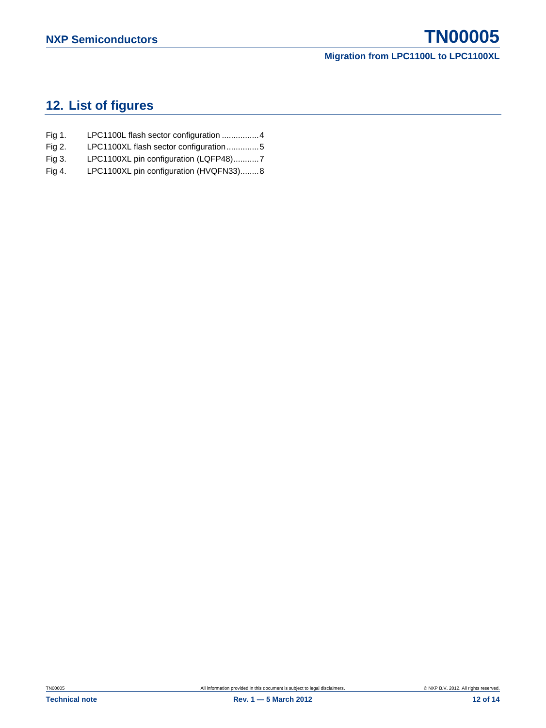## 12. List of figures

| | | |
|---|---|---|
| Fig 1. | LPC1100L flash sector configuration | 4 |
| Fig 2. | LPC1100XL flash sector configuration | 5 |
| Fig 3. | LPC1100XL pin configuration (LQFP48) | 7 |
| Fig 4. | LPC1100XL pin configuration (HVQFN33) | 8 |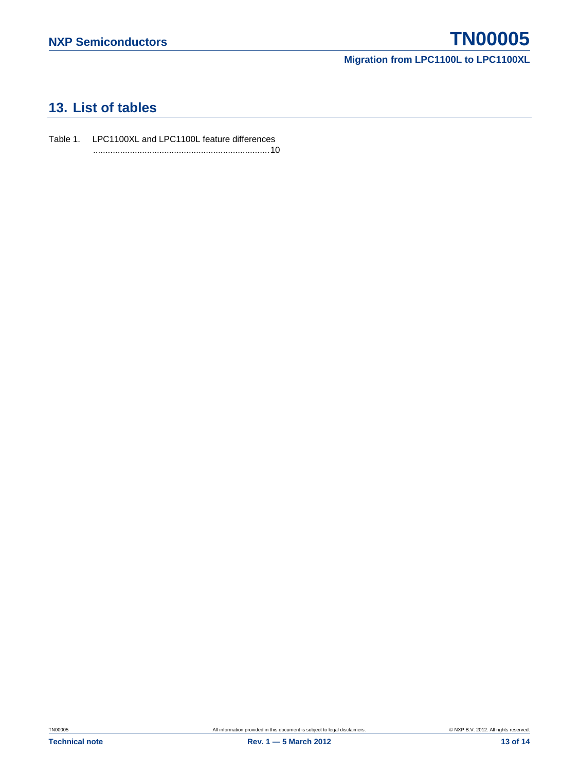## 13. List of tables

Table 1. LPC1100XL and LPC1100L feature differences ........................................................................10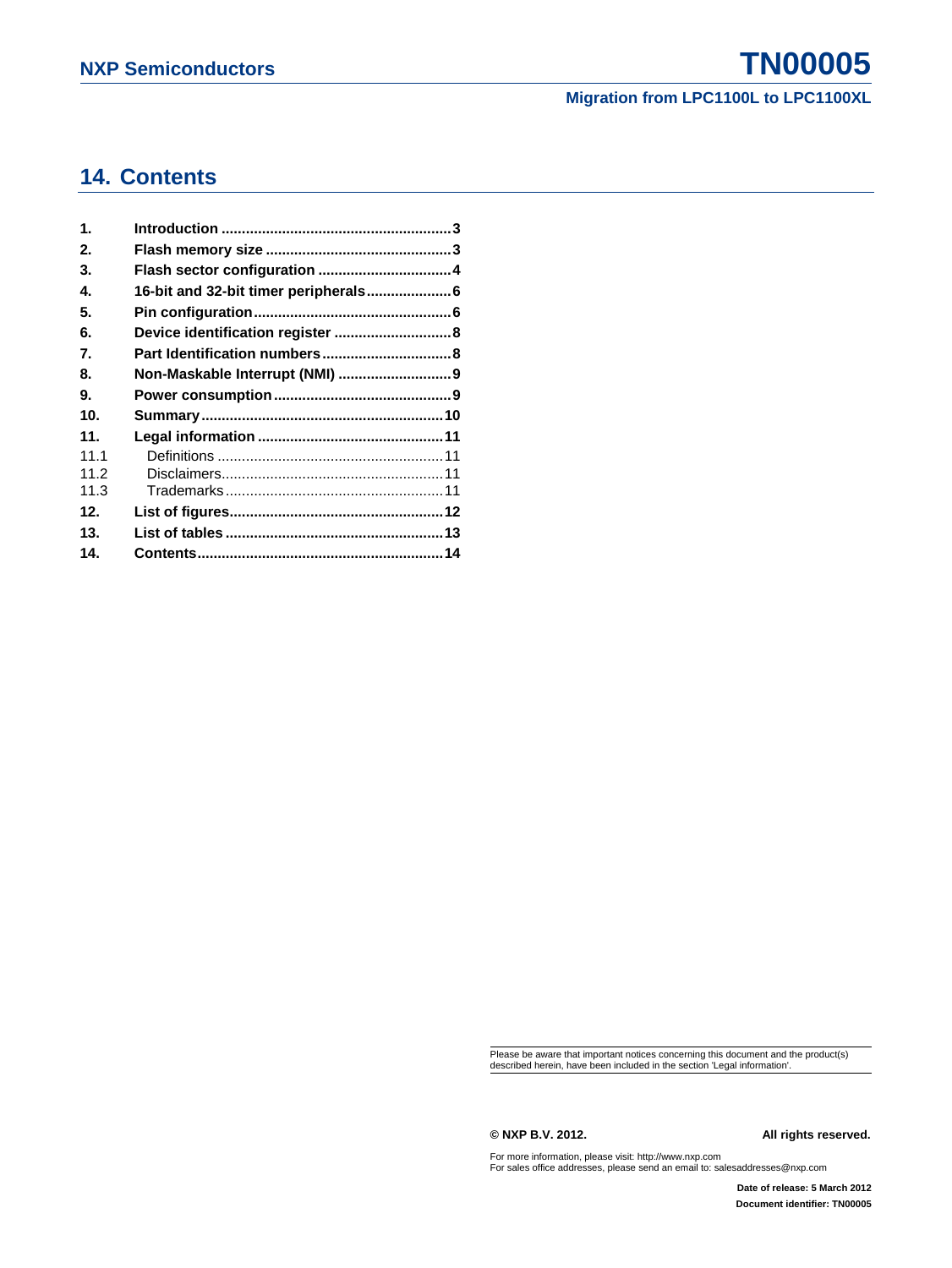## 14. Contents

| | | |
|---|---|---|
| **1.** | **Introduction** | **3** |
| **2.** | **Flash memory size** | **3** |
| **3.** | **Flash sector configuration** | **4** |
| **4.** | **16-bit and 32-bit timer peripherals** | **6** |
| **5.** | **Pin configuration** | **6** |
| **6.** | **Device identification register** | **8** |
| **7.** | **Part Identification numbers** | **8** |
| **8.** | **Non-Maskable Interrupt (NMI)** | **9** |
| **9.** | **Power consumption** | **9** |
| **10.** | **Summary** | **10** |
| **11.** | **Legal information** | **11** |
| 11.1 | Definitions | 11 |
| 11.2 | Disclaimers | 11 |
| 11.3 | Trademarks | 11 |
| **12.** | **List of figures** | **12** |
| **13.** | **List of tables** | **13** |
| **14.** | **Contents** | **14** |

Please be aware that important notices concerning this document and the product(s) described herein, have been included in the section 'Legal information'.

**© NXP B.V. 2012. All rights reserved.**

For more information, please visit: http://www.nxp.com
For sales office addresses, please send an email to: salesaddresses@nxp.com

**Date of release: 5 March 2012**
**Document identifier: TN00005**